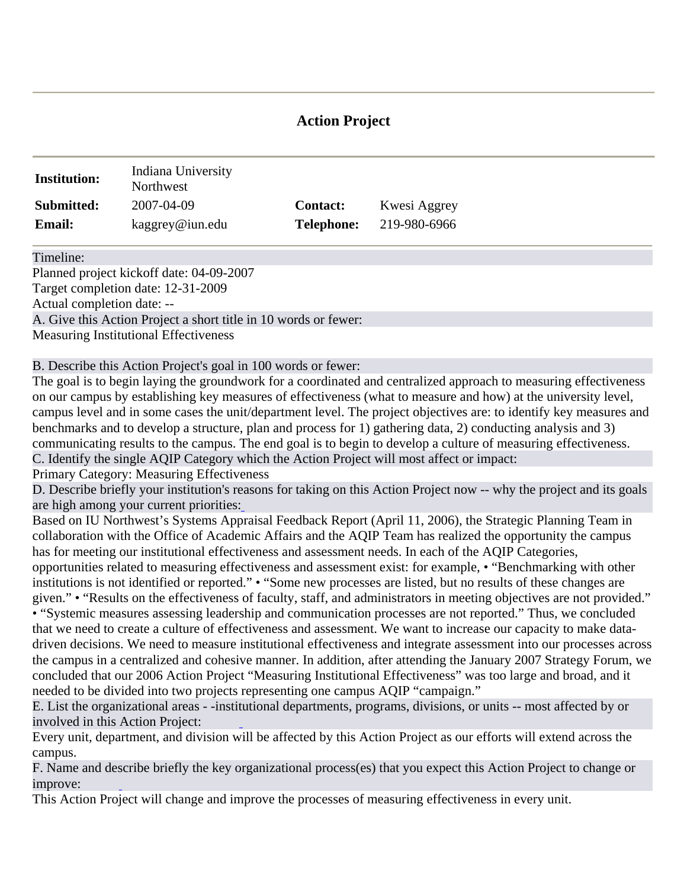# Action Project

| | | | |
|---|---|---|---|
| **Institution:** | Indiana University Northwest | | |
| **Submitted:** | 2007-04-09 | **Contact:** | Kwesi Aggrey |
| **Email:** | kaggrey@iun.edu | **Telephone:** | 219-980-6966 |

Timeline:

Planned project kickoff date: 04-09-2007

Target completion date: 12-31-2009

Actual completion date: --

A. Give this Action Project a short title in 10 words or fewer:

Measuring Institutional Effectiveness

B. Describe this Action Project's goal in 100 words or fewer:

The goal is to begin laying the groundwork for a coordinated and centralized approach to measuring effectiveness on our campus by establishing key measures of effectiveness (what to measure and how) at the university level, campus level and in some cases the unit/department level. The project objectives are: to identify key measures and benchmarks and to develop a structure, plan and process for 1) gathering data, 2) conducting analysis and 3) communicating results to the campus. The end goal is to begin to develop a culture of measuring effectiveness.

C. Identify the single AQIP Category which the Action Project will most affect or impact:

Primary Category: Measuring Effectiveness

D. Describe briefly your institution's reasons for taking on this Action Project now -- why the project and its goals are high among your current priorities:

Based on IU Northwest's Systems Appraisal Feedback Report (April 11, 2006), the Strategic Planning Team in collaboration with the Office of Academic Affairs and the AQIP Team has realized the opportunity the campus has for meeting our institutional effectiveness and assessment needs. In each of the AQIP Categories, opportunities related to measuring effectiveness and assessment exist: for example, • "Benchmarking with other institutions is not identified or reported." • "Some new processes are listed, but no results of these changes are given." • "Results on the effectiveness of faculty, staff, and administrators in meeting objectives are not provided." • "Systemic measures assessing leadership and communication processes are not reported." Thus, we concluded that we need to create a culture of effectiveness and assessment. We want to increase our capacity to make data-driven decisions. We need to measure institutional effectiveness and integrate assessment into our processes across the campus in a centralized and cohesive manner. In addition, after attending the January 2007 Strategy Forum, we concluded that our 2006 Action Project "Measuring Institutional Effectiveness" was too large and broad, and it needed to be divided into two projects representing one campus AQIP "campaign."

E. List the organizational areas - -institutional departments, programs, divisions, or units -- most affected by or involved in this Action Project:

Every unit, department, and division will be affected by this Action Project as our efforts will extend across the campus.

F. Name and describe briefly the key organizational process(es) that you expect this Action Project to change or improve:

This Action Project will change and improve the processes of measuring effectiveness in every unit.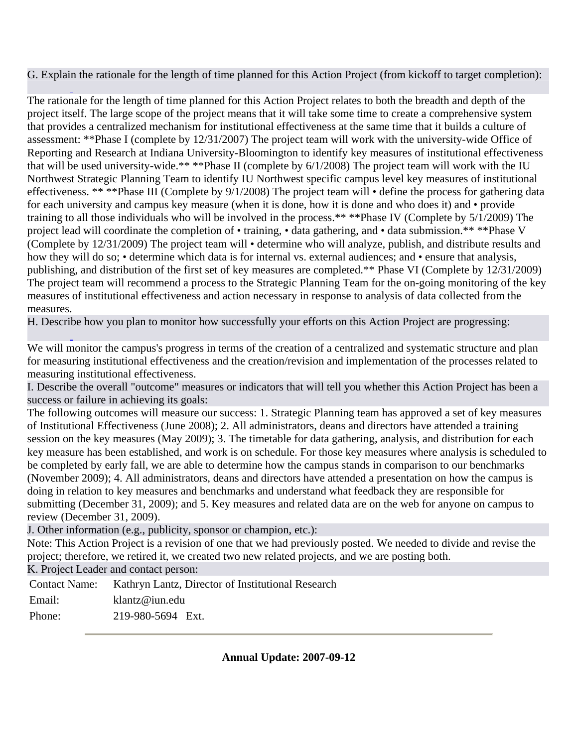G. Explain the rationale for the length of time planned for this Action Project (from kickoff to target completion):

The rationale for the length of time planned for this Action Project relates to both the breadth and depth of the project itself. The large scope of the project means that it will take some time to create a comprehensive system that provides a centralized mechanism for institutional effectiveness at the same time that it builds a culture of assessment: **Phase I (complete by 12/31/2007) The project team will work with the university-wide Office of Reporting and Research at Indiana University-Bloomington to identify key measures of institutional effectiveness that will be used university-wide.** **Phase II (complete by 6/1/2008) The project team will work with the IU Northwest Strategic Planning Team to identify IU Northwest specific campus level key measures of institutional effectiveness. ** **Phase III (Complete by 9/1/2008) The project team will • define the process for gathering data for each university and campus key measure (when it is done, how it is done and who does it) and • provide training to all those individuals who will be involved in the process.** **Phase IV (Complete by 5/1/2009) The project lead will coordinate the completion of • training, • data gathering, and • data submission.** **Phase V (Complete by 12/31/2009) The project team will • determine who will analyze, publish, and distribute results and how they will do so; • determine which data is for internal vs. external audiences; and • ensure that analysis, publishing, and distribution of the first set of key measures are completed.** Phase VI (Complete by 12/31/2009) The project team will recommend a process to the Strategic Planning Team for the on-going monitoring of the key measures of institutional effectiveness and action necessary in response to analysis of data collected from the measures.

H. Describe how you plan to monitor how successfully your efforts on this Action Project are progressing:

We will monitor the campus's progress in terms of the creation of a centralized and systematic structure and plan for measuring institutional effectiveness and the creation/revision and implementation of the processes related to measuring institutional effectiveness.

I. Describe the overall "outcome" measures or indicators that will tell you whether this Action Project has been a success or failure in achieving its goals:

The following outcomes will measure our success: 1. Strategic Planning team has approved a set of key measures of Institutional Effectiveness (June 2008); 2. All administrators, deans and directors have attended a training session on the key measures (May 2009); 3. The timetable for data gathering, analysis, and distribution for each key measure has been established, and work is on schedule. For those key measures where analysis is scheduled to be completed by early fall, we are able to determine how the campus stands in comparison to our benchmarks (November 2009); 4. All administrators, deans and directors have attended a presentation on how the campus is doing in relation to key measures and benchmarks and understand what feedback they are responsible for submitting (December 31, 2009); and 5. Key measures and related data are on the web for anyone on campus to review (December 31, 2009).

J. Other information (e.g., publicity, sponsor or champion, etc.):

Note: This Action Project is a revision of one that we had previously posted. We needed to divide and revise the project; therefore, we retired it, we created two new related projects, and we are posting both.

K. Project Leader and contact person:

| | |
|---|---|
| Contact Name: | Kathryn Lantz, Director of Institutional Research |
| Email: | klantz@iun.edu |
| Phone: | 219-980-5694 Ext. |

---

**Annual Update: 2007-09-12**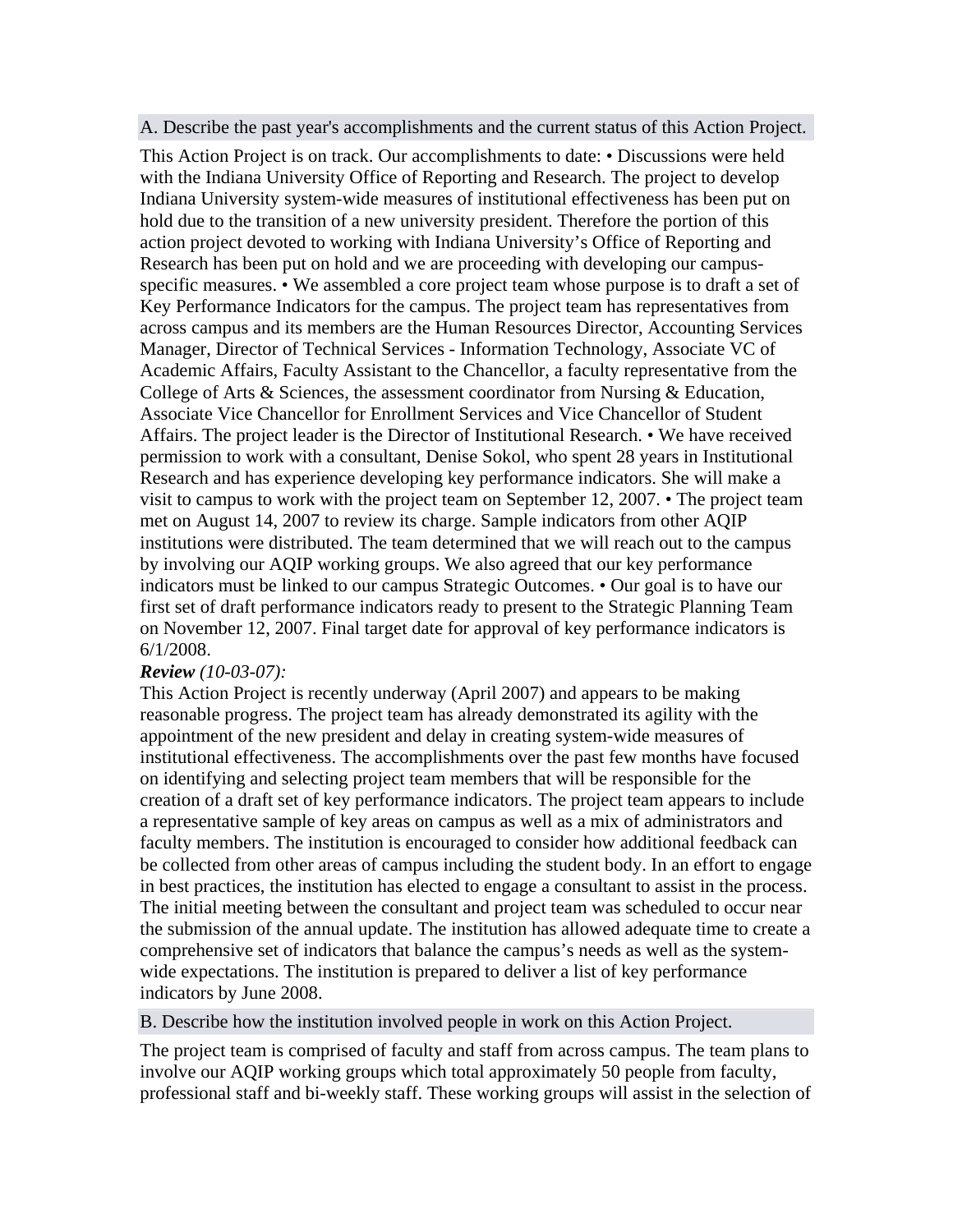A. Describe the past year's accomplishments and the current status of this Action Project.

This Action Project is on track. Our accomplishments to date: • Discussions were held with the Indiana University Office of Reporting and Research. The project to develop Indiana University system-wide measures of institutional effectiveness has been put on hold due to the transition of a new university president. Therefore the portion of this action project devoted to working with Indiana University's Office of Reporting and Research has been put on hold and we are proceeding with developing our campus-specific measures. • We assembled a core project team whose purpose is to draft a set of Key Performance Indicators for the campus. The project team has representatives from across campus and its members are the Human Resources Director, Accounting Services Manager, Director of Technical Services - Information Technology, Associate VC of Academic Affairs, Faculty Assistant to the Chancellor, a faculty representative from the College of Arts & Sciences, the assessment coordinator from Nursing & Education, Associate Vice Chancellor for Enrollment Services and Vice Chancellor of Student Affairs. The project leader is the Director of Institutional Research. • We have received permission to work with a consultant, Denise Sokol, who spent 28 years in Institutional Research and has experience developing key performance indicators. She will make a visit to campus to work with the project team on September 12, 2007. • The project team met on August 14, 2007 to review its charge. Sample indicators from other AQIP institutions were distributed. The team determined that we will reach out to the campus by involving our AQIP working groups. We also agreed that our key performance indicators must be linked to our campus Strategic Outcomes. • Our goal is to have our first set of draft performance indicators ready to present to the Strategic Planning Team on November 12, 2007. Final target date for approval of key performance indicators is 6/1/2008.

***Review*** *(10-03-07):*

This Action Project is recently underway (April 2007) and appears to be making reasonable progress. The project team has already demonstrated its agility with the appointment of the new president and delay in creating system-wide measures of institutional effectiveness. The accomplishments over the past few months have focused on identifying and selecting project team members that will be responsible for the creation of a draft set of key performance indicators. The project team appears to include a representative sample of key areas on campus as well as a mix of administrators and faculty members. The institution is encouraged to consider how additional feedback can be collected from other areas of campus including the student body. In an effort to engage in best practices, the institution has elected to engage a consultant to assist in the process. The initial meeting between the consultant and project team was scheduled to occur near the submission of the annual update. The institution has allowed adequate time to create a comprehensive set of indicators that balance the campus's needs as well as the system-wide expectations. The institution is prepared to deliver a list of key performance indicators by June 2008.

B. Describe how the institution involved people in work on this Action Project.

The project team is comprised of faculty and staff from across campus. The team plans to involve our AQIP working groups which total approximately 50 people from faculty, professional staff and bi-weekly staff. These working groups will assist in the selection of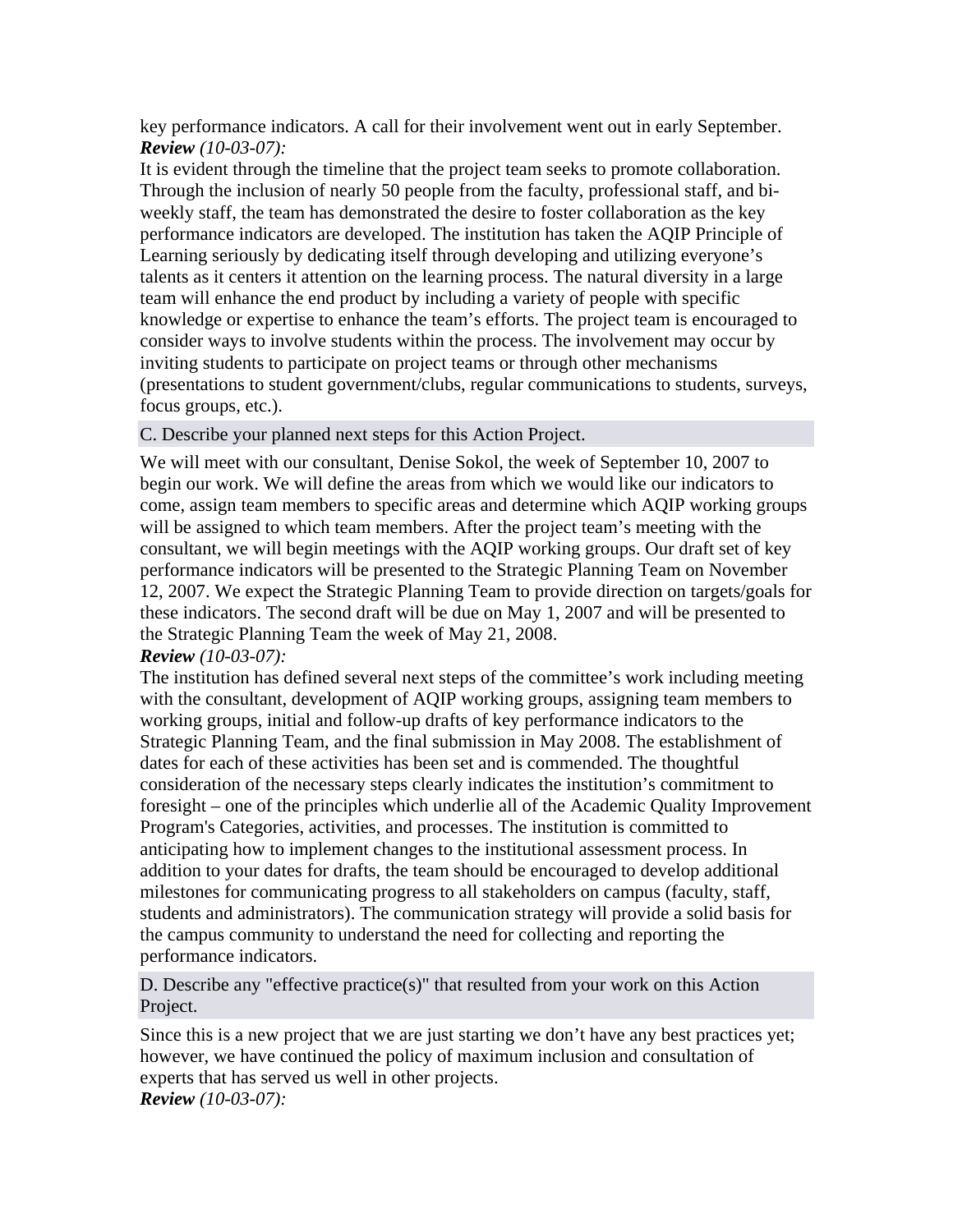key performance indicators. A call for their involvement went out in early September.

***Review** (10-03-07):*

It is evident through the timeline that the project team seeks to promote collaboration. Through the inclusion of nearly 50 people from the faculty, professional staff, and bi-weekly staff, the team has demonstrated the desire to foster collaboration as the key performance indicators are developed. The institution has taken the AQIP Principle of Learning seriously by dedicating itself through developing and utilizing everyone's talents as it centers it attention on the learning process. The natural diversity in a large team will enhance the end product by including a variety of people with specific knowledge or expertise to enhance the team's efforts. The project team is encouraged to consider ways to involve students within the process. The involvement may occur by inviting students to participate on project teams or through other mechanisms (presentations to student government/clubs, regular communications to students, surveys, focus groups, etc.).

### C. Describe your planned next steps for this Action Project.

We will meet with our consultant, Denise Sokol, the week of September 10, 2007 to begin our work. We will define the areas from which we would like our indicators to come, assign team members to specific areas and determine which AQIP working groups will be assigned to which team members. After the project team's meeting with the consultant, we will begin meetings with the AQIP working groups. Our draft set of key performance indicators will be presented to the Strategic Planning Team on November 12, 2007. We expect the Strategic Planning Team to provide direction on targets/goals for these indicators. The second draft will be due on May 1, 2007 and will be presented to the Strategic Planning Team the week of May 21, 2008.

***Review** (10-03-07):*

The institution has defined several next steps of the committee's work including meeting with the consultant, development of AQIP working groups, assigning team members to working groups, initial and follow-up drafts of key performance indicators to the Strategic Planning Team, and the final submission in May 2008. The establishment of dates for each of these activities has been set and is commended. The thoughtful consideration of the necessary steps clearly indicates the institution's commitment to foresight – one of the principles which underlie all of the Academic Quality Improvement Program's Categories, activities, and processes. The institution is committed to anticipating how to implement changes to the institutional assessment process. In addition to your dates for drafts, the team should be encouraged to develop additional milestones for communicating progress to all stakeholders on campus (faculty, staff, students and administrators). The communication strategy will provide a solid basis for the campus community to understand the need for collecting and reporting the performance indicators.

### D. Describe any "effective practice(s)" that resulted from your work on this Action Project.

Since this is a new project that we are just starting we don't have any best practices yet; however, we have continued the policy of maximum inclusion and consultation of experts that has served us well in other projects.

***Review** (10-03-07):*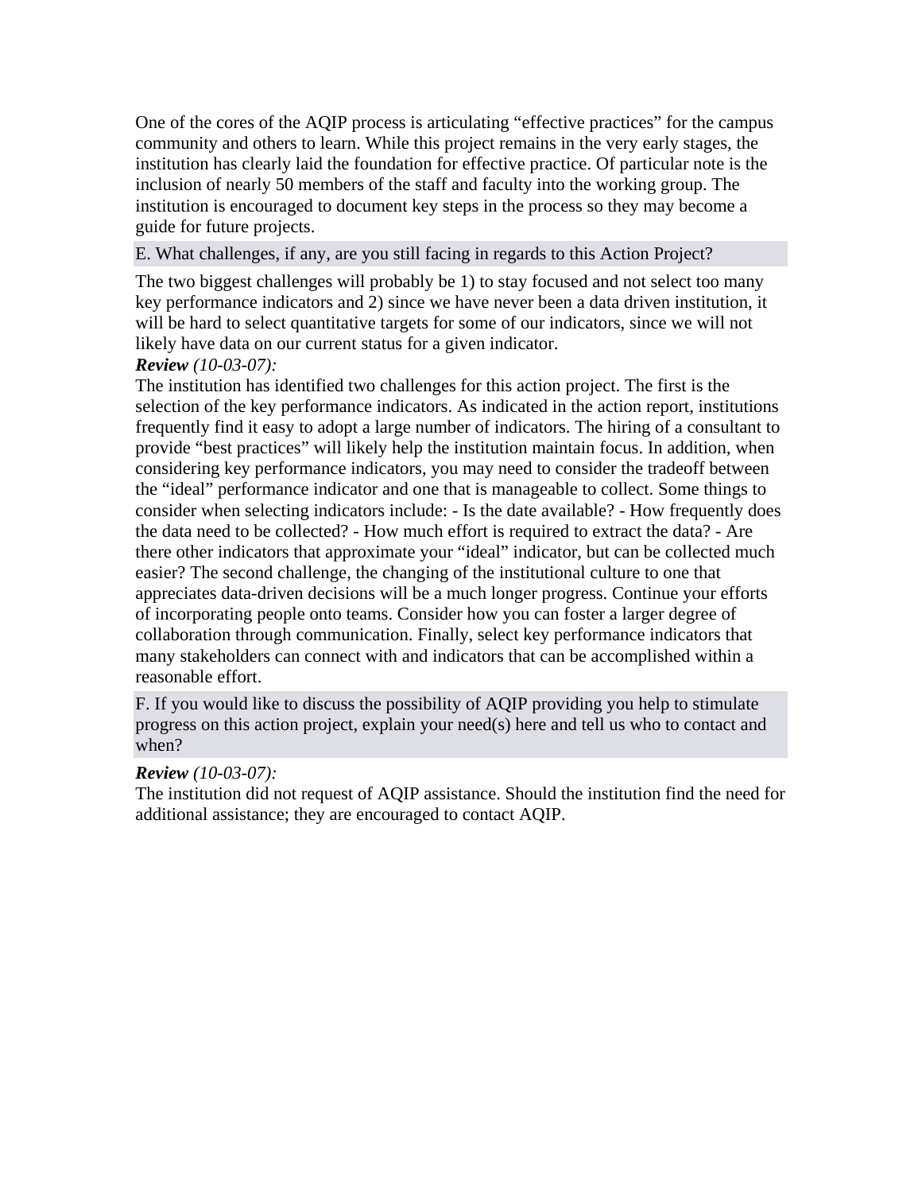One of the cores of the AQIP process is articulating "effective practices" for the campus community and others to learn. While this project remains in the very early stages, the institution has clearly laid the foundation for effective practice. Of particular note is the inclusion of nearly 50 members of the staff and faculty into the working group. The institution is encouraged to document key steps in the process so they may become a guide for future projects.

E. What challenges, if any, are you still facing in regards to this Action Project?

The two biggest challenges will probably be 1) to stay focused and not select too many key performance indicators and 2) since we have never been a data driven institution, it will be hard to select quantitative targets for some of our indicators, since we will not likely have data on our current status for a given indicator.

***Review*** *(10-03-07):*
The institution has identified two challenges for this action project. The first is the selection of the key performance indicators. As indicated in the action report, institutions frequently find it easy to adopt a large number of indicators. The hiring of a consultant to provide "best practices" will likely help the institution maintain focus. In addition, when considering key performance indicators, you may need to consider the tradeoff between the "ideal" performance indicator and one that is manageable to collect. Some things to consider when selecting indicators include: - Is the date available? - How frequently does the data need to be collected? - How much effort is required to extract the data? - Are there other indicators that approximate your "ideal" indicator, but can be collected much easier? The second challenge, the changing of the institutional culture to one that appreciates data-driven decisions will be a much longer progress. Continue your efforts of incorporating people onto teams. Consider how you can foster a larger degree of collaboration through communication. Finally, select key performance indicators that many stakeholders can connect with and indicators that can be accomplished within a reasonable effort.

F. If you would like to discuss the possibility of AQIP providing you help to stimulate progress on this action project, explain your need(s) here and tell us who to contact and when?

***Review*** *(10-03-07):*
The institution did not request of AQIP assistance. Should the institution find the need for additional assistance; they are encouraged to contact AQIP.